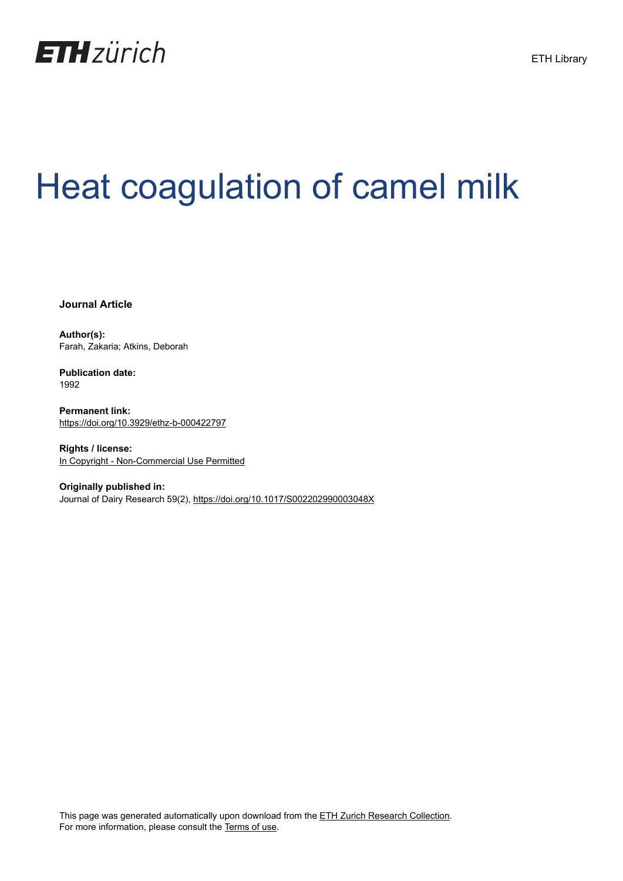ETH Library

# Heat coagulation of camel milk

**Journal Article**

**Author(s):**
Farah, Zakaria; Atkins, Deborah

**Publication date:**
1992

**Permanent link:**
https://doi.org/10.3929/ethz-b-000422797

**Rights / license:**
In Copyright - Non-Commercial Use Permitted

**Originally published in:**
Journal of Dairy Research 59(2), https://doi.org/10.1017/S002202990003048X

This page was generated automatically upon download from the ETH Zurich Research Collection.
For more information, please consult the Terms of use.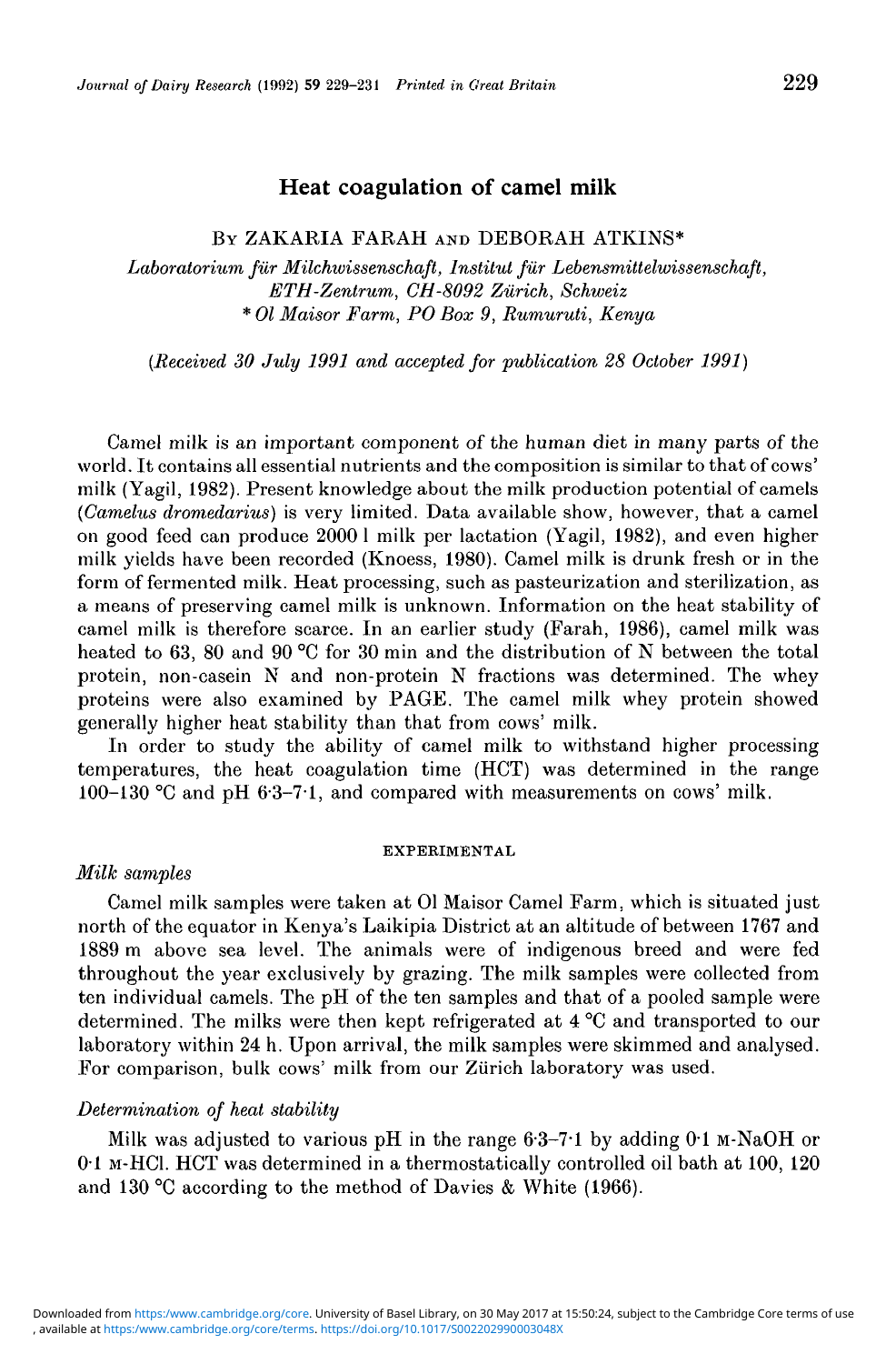# Heat coagulation of camel milk

By ZAKARIA FARAH and DEBORAH ATKINS*

*Laboratorium für Milchwissenschaft, Institut für Lebensmittelwissenschaft, ETH-Zentrum, CH-8092 Zürich, Schweiz*
*\* Ol Maisor Farm, PO Box 9, Rumuruti, Kenya*

(*Received 30 July 1991 and accepted for publication 28 October 1991*)

Camel milk is an important component of the human diet in many parts of the world. It contains all essential nutrients and the composition is similar to that of cows' milk (Yagil, 1982). Present knowledge about the milk production potential of camels (*Camelus dromedarius*) is very limited. Data available show, however, that a camel on good feed can produce 2000 l milk per lactation (Yagil, 1982), and even higher milk yields have been recorded (Knoess, 1980). Camel milk is drunk fresh or in the form of fermented milk. Heat processing, such as pasteurization and sterilization, as a means of preserving camel milk is unknown. Information on the heat stability of camel milk is therefore scarce. In an earlier study (Farah, 1986), camel milk was heated to 63, 80 and 90 °C for 30 min and the distribution of N between the total protein, non-casein N and non-protein N fractions was determined. The whey proteins were also examined by PAGE. The camel milk whey protein showed generally higher heat stability than that from cows' milk.

In order to study the ability of camel milk to withstand higher processing temperatures, the heat coagulation time (HCT) was determined in the range 100–130 °C and pH 6·3–7·1, and compared with measurements on cows' milk.

## EXPERIMENTAL

### *Milk samples*

Camel milk samples were taken at Ol Maisor Camel Farm, which is situated just north of the equator in Kenya's Laikipia District at an altitude of between 1767 and 1889 m above sea level. The animals were of indigenous breed and were fed throughout the year exclusively by grazing. The milk samples were collected from ten individual camels. The pH of the ten samples and that of a pooled sample were determined. The milks were then kept refrigerated at 4 °C and transported to our laboratory within 24 h. Upon arrival, the milk samples were skimmed and analysed. For comparison, bulk cows' milk from our Zürich laboratory was used.

### *Determination of heat stability*

Milk was adjusted to various pH in the range 6·3–7·1 by adding 0·1 M-NaOH or 0·1 M-HCl. HCT was determined in a thermostatically controlled oil bath at 100, 120 and 130 °C according to the method of Davies & White (1966).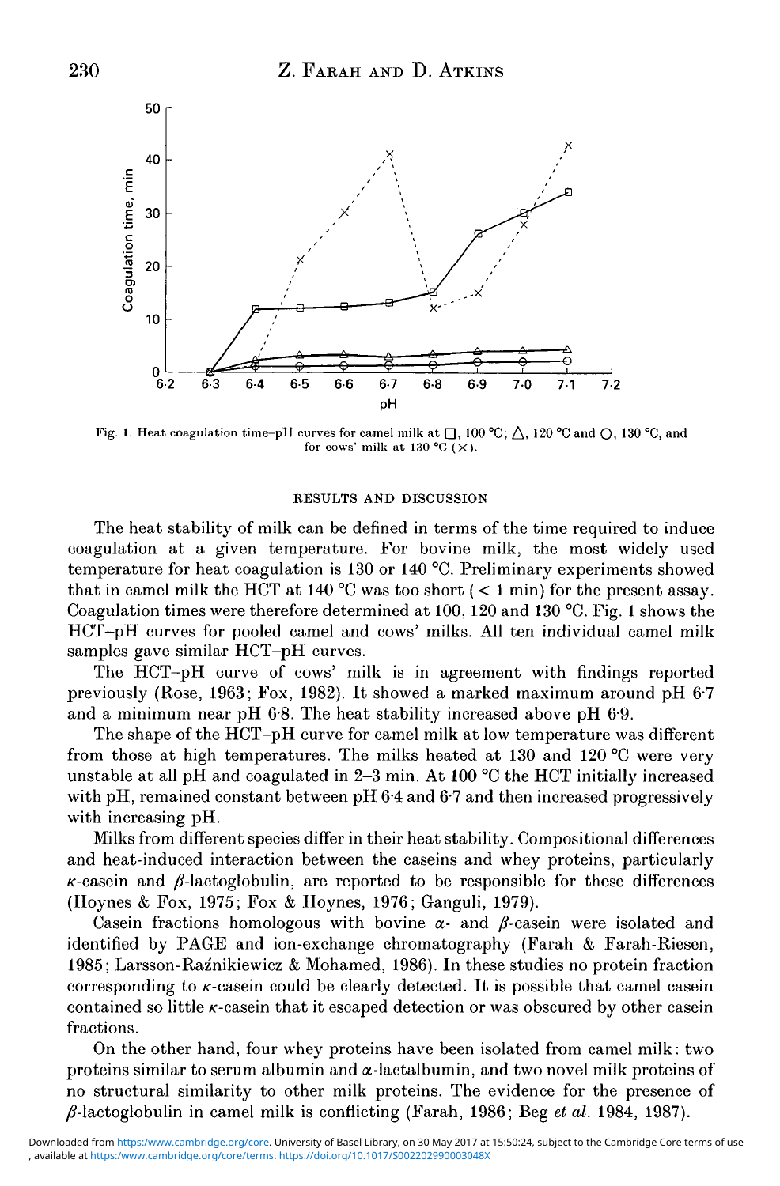Fig. 1. Heat coagulation time–pH curves for camel milk at □, 100 °C; △, 120 °C and ○, 130 °C, and for cows' milk at 130 °C (×).

## RESULTS AND DISCUSSION

The heat stability of milk can be defined in terms of the time required to induce coagulation at a given temperature. For bovine milk, the most widely used temperature for heat coagulation is 130 or 140 °C. Preliminary experiments showed that in camel milk the HCT at 140 °C was too short (< 1 min) for the present assay. Coagulation times were therefore determined at 100, 120 and 130 °C. Fig. 1 shows the HCT–pH curves for pooled camel and cows' milks. All ten individual camel milk samples gave similar HCT–pH curves.

The HCT–pH curve of cows' milk is in agreement with findings reported previously (Rose, 1963; Fox, 1982). It showed a marked maximum around pH 6·7 and a minimum near pH 6·8. The heat stability increased above pH 6·9.

The shape of the HCT–pH curve for camel milk at low temperature was different from those at high temperatures. The milks heated at 130 and 120 °C were very unstable at all pH and coagulated in 2–3 min. At 100 °C the HCT initially increased with pH, remained constant between pH 6·4 and 6·7 and then increased progressively with increasing pH.

Milks from different species differ in their heat stability. Compositional differences and heat-induced interaction between the caseins and whey proteins, particularly $\kappa$-casein and $\beta$-lactoglobulin, are reported to be responsible for these differences (Hoynes & Fox, 1975; Fox & Hoynes, 1976; Ganguli, 1979).

Casein fractions homologous with bovine $\alpha$- and $\beta$-casein were isolated and identified by PAGE and ion-exchange chromatography (Farah & Farah-Riesen, 1985; Larsson-Raźnikiewicz & Mohamed, 1986). In these studies no protein fraction corresponding to $\kappa$-casein could be clearly detected. It is possible that camel casein contained so little $\kappa$-casein that it escaped detection or was obscured by other casein fractions.

On the other hand, four whey proteins have been isolated from camel milk: two proteins similar to serum albumin and $\alpha$-lactalbumin, and two novel milk proteins of no structural similarity to other milk proteins. The evidence for the presence of $\beta$-lactoglobulin in camel milk is conflicting (Farah, 1986; Beg *et al.* 1984, 1987).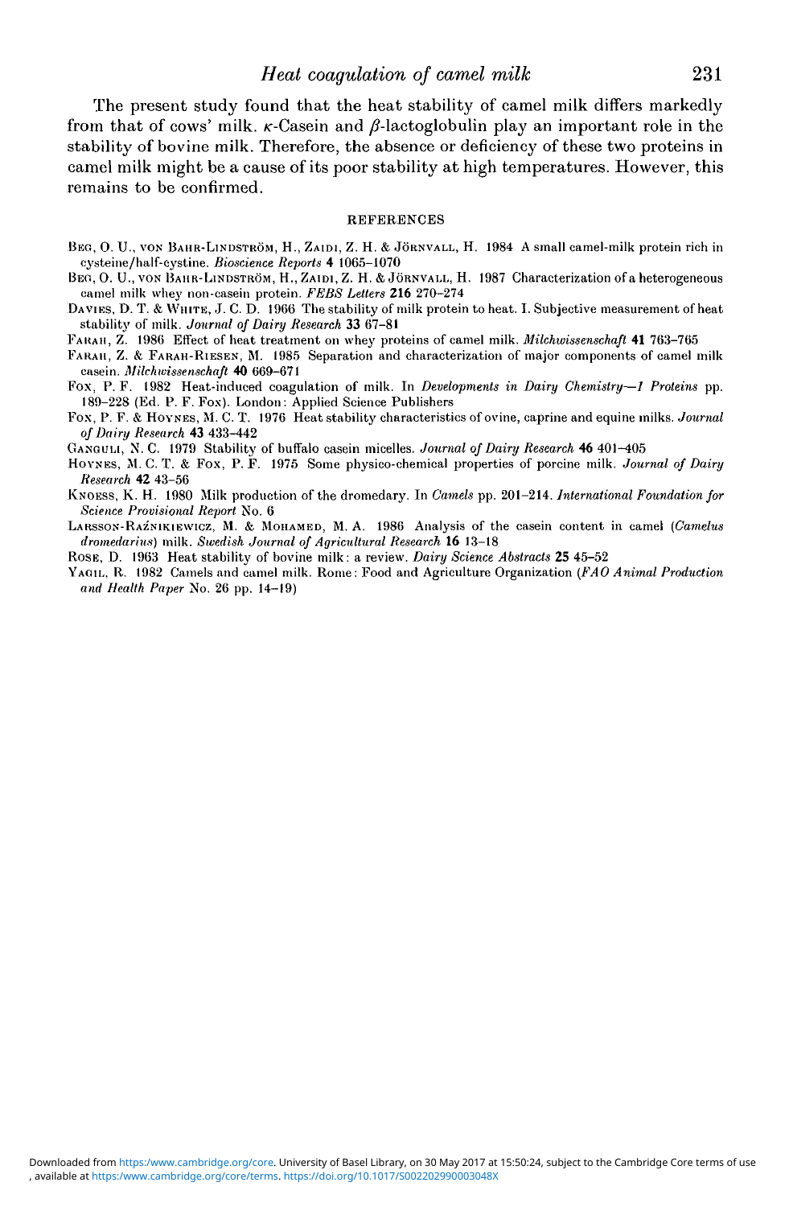The present study found that the heat stability of camel milk differs markedly from that of cows' milk. κ-Casein and β-lactoglobulin play an important role in the stability of bovine milk. Therefore, the absence or deficiency of these two proteins in camel milk might be a cause of its poor stability at high temperatures. However, this remains to be confirmed.

## REFERENCES

Beg, O. U., von Bahr-Lindström, H., Zaidi, Z. H. & Jörnvall, H. 1984 A small camel-milk protein rich in cysteine/half-cystine. *Bioscience Reports* **4** 1065–1070

Beg, O. U., von Bahr-Lindström, H., Zaidi, Z. H. & Jörnvall, H. 1987 Characterization of a heterogeneous camel milk whey non-casein protein. *FEBS Letters* **216** 270–274

Davies, D. T. & White, J. C. D. 1966 The stability of milk protein to heat. I. Subjective measurement of heat stability of milk. *Journal of Dairy Research* **33** 67–81

Farah, Z. 1986 Effect of heat treatment on whey proteins of camel milk. *Milchwissenschaft* **41** 763–765

Farah, Z. & Farah-Riesen, M. 1985 Separation and characterization of major components of camel milk casein. *Milchwissenschaft* **40** 669–671

Fox, P. F. 1982 Heat-induced coagulation of milk. In *Developments in Dairy Chemistry—1 Proteins* pp. 189–228 (Ed. P. F. Fox). London: Applied Science Publishers

Fox, P. F. & Hoynes, M. C. T. 1976 Heat stability characteristics of ovine, caprine and equine milks. *Journal of Dairy Research* **43** 433–442

Ganguli, N. C. 1979 Stability of buffalo casein micelles. *Journal of Dairy Research* **46** 401–405

Hoynes, M. C. T. & Fox, P. F. 1975 Some physico-chemical properties of porcine milk. *Journal of Dairy Research* **42** 43–56

Knoess, K. H. 1980 Milk production of the dromedary. In *Camels* pp. 201–214. *International Foundation for Science Provisional Report* No. 6

Larsson-Raźnikiewicz, M. & Mohamed, M. A. 1986 Analysis of the casein content in camel (*Camelus dromedarius*) milk. *Swedish Journal of Agricultural Research* **16** 13–18

Rose, D. 1963 Heat stability of bovine milk: a review. *Dairy Science Abstracts* **25** 45–52

Yagil, R. 1982 Camels and camel milk. Rome: Food and Agriculture Organization (*FAO Animal Production and Health Paper* No. 26 pp. 14–19)